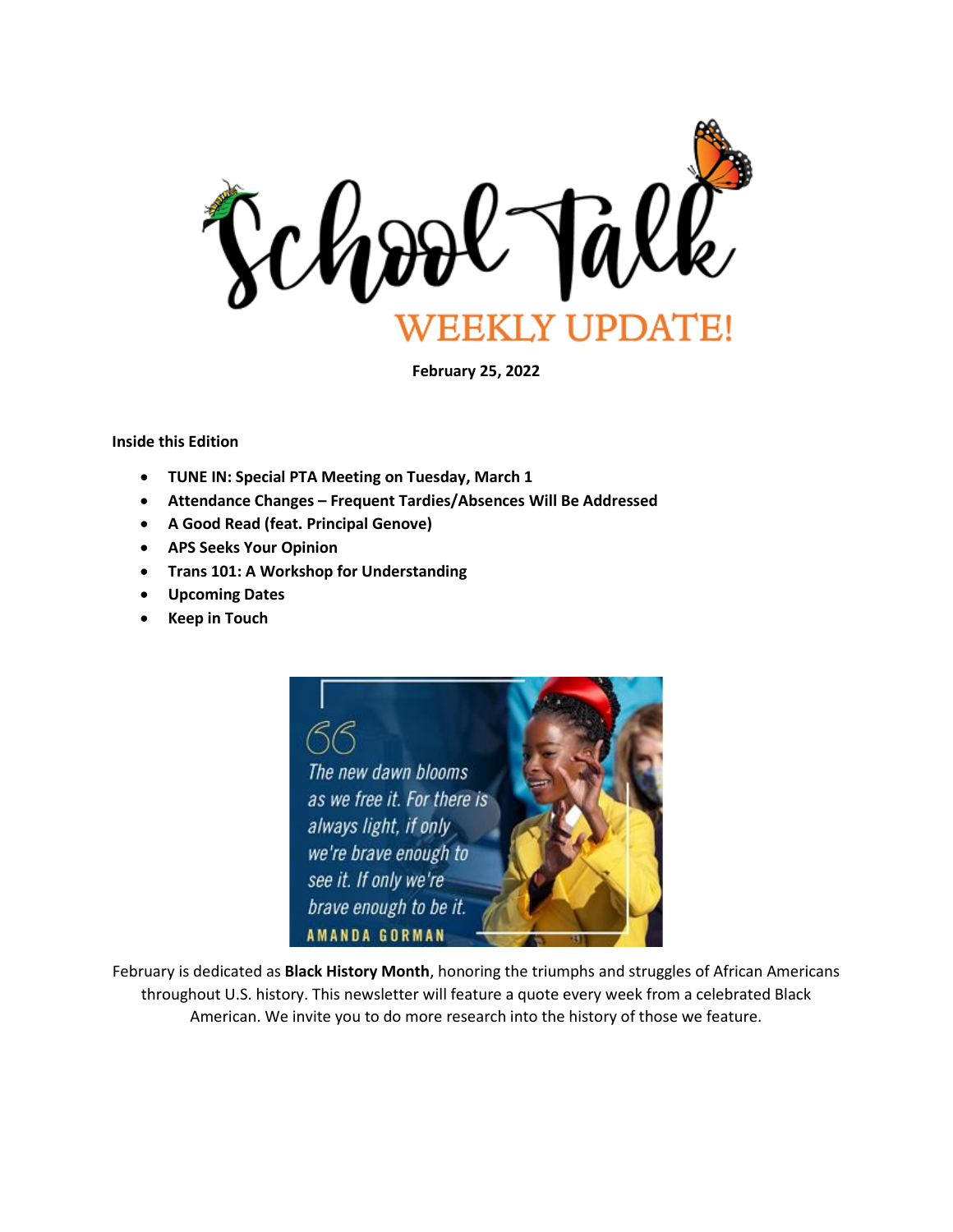# School Talk

## WEEKLY UPDATE!

**February 25, 2022**

**Inside this Edition**

- **TUNE IN: Special PTA Meeting on Tuesday, March 1**
- **Attendance Changes – Frequent Tardies/Absences Will Be Addressed**
- **A Good Read (feat. Principal Genove)**
- **APS Seeks Your Opinion**
- **Trans 101: A Workshop for Understanding**
- **Upcoming Dates**
- **Keep in Touch**

*"The new dawn blooms as we free it. For there is always light, if only we're brave enough to see it. If only we're brave enough to be it."*
— AMANDA GORMAN

February is dedicated as **Black History Month**, honoring the triumphs and struggles of African Americans throughout U.S. history. This newsletter will feature a quote every week from a celebrated Black American. We invite you to do more research into the history of those we feature.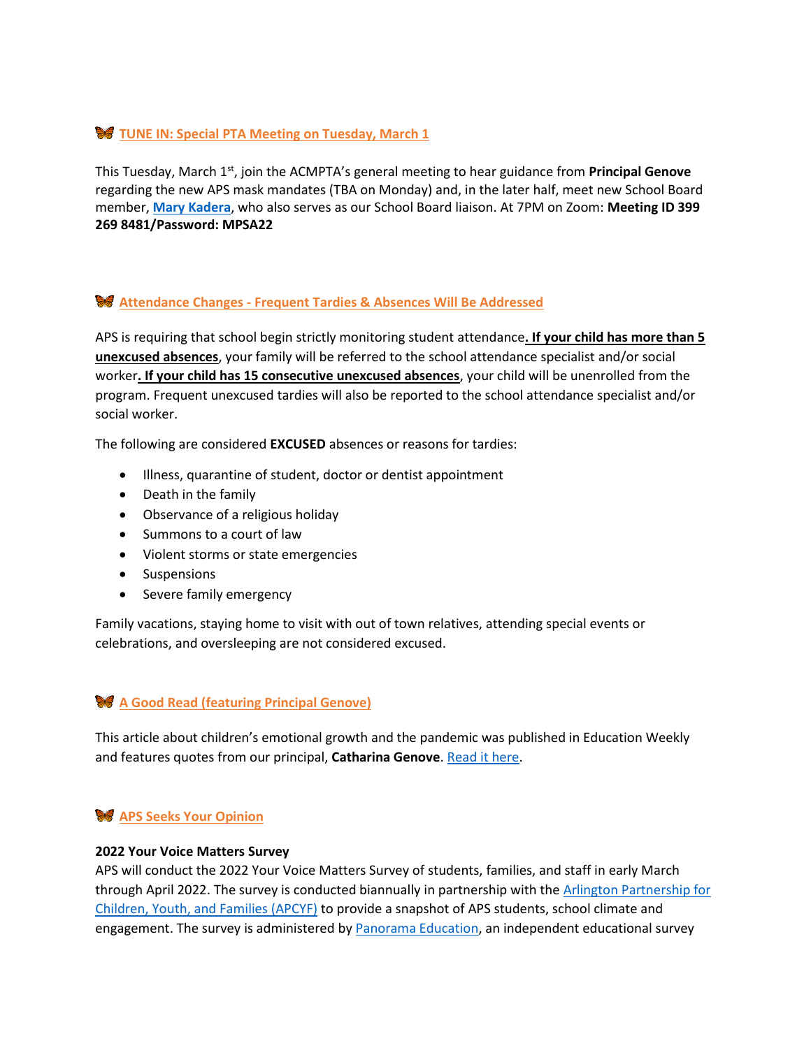## TUNE IN: Special PTA Meeting on Tuesday, March 1

This Tuesday, March 1st, join the ACMPTA's general meeting to hear guidance from **Principal Genove** regarding the new APS mask mandates (TBA on Monday) and, in the later half, meet new School Board member, **Mary Kadera**, who also serves as our School Board liaison. At 7PM on Zoom: **Meeting ID 399 269 8481/Password: MPSA22**

## Attendance Changes - Frequent Tardies & Absences Will Be Addressed

APS is requiring that school begin strictly monitoring student attendance**. If your child has more than 5 unexcused absences**, your family will be referred to the school attendance specialist and/or social worker**. If your child has 15 consecutive unexcused absences**, your child will be unenrolled from the program. Frequent unexcused tardies will also be reported to the school attendance specialist and/or social worker.

The following are considered **EXCUSED** absences or reasons for tardies:

- Illness, quarantine of student, doctor or dentist appointment
- Death in the family
- Observance of a religious holiday
- Summons to a court of law
- Violent storms or state emergencies
- Suspensions
- Severe family emergency

Family vacations, staying home to visit with out of town relatives, attending special events or celebrations, and oversleeping are not considered excused.

## A Good Read (featuring Principal Genove)

This article about children's emotional growth and the pandemic was published in Education Weekly and features quotes from our principal, **Catharina Genove**. Read it here.

## APS Seeks Your Opinion

**2022 Your Voice Matters Survey**

APS will conduct the 2022 Your Voice Matters Survey of students, families, and staff in early March through April 2022. The survey is conducted biannually in partnership with the Arlington Partnership for Children, Youth, and Families (APCYF) to provide a snapshot of APS students, school climate and engagement. The survey is administered by Panorama Education, an independent educational survey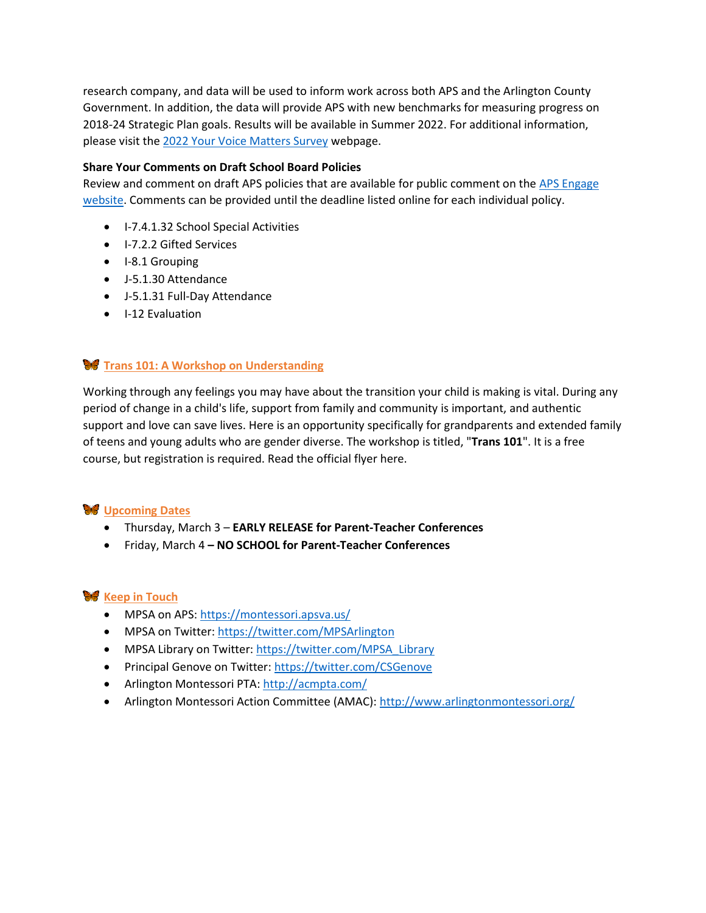research company, and data will be used to inform work across both APS and the Arlington County Government. In addition, the data will provide APS with new benchmarks for measuring progress on 2018-24 Strategic Plan goals. Results will be available in Summer 2022. For additional information, please visit the 2022 Your Voice Matters Survey webpage.

**Share Your Comments on Draft School Board Policies**

Review and comment on draft APS policies that are available for public comment on the APS Engage website. Comments can be provided until the deadline listed online for each individual policy.

- I-7.4.1.32 School Special Activities
- I-7.2.2 Gifted Services
- I-8.1 Grouping
- J-5.1.30 Attendance
- J-5.1.31 Full-Day Attendance
- I-12 Evaluation

## Trans 101: A Workshop on Understanding

Working through any feelings you may have about the transition your child is making is vital. During any period of change in a child's life, support from family and community is important, and authentic support and love can save lives. Here is an opportunity specifically for grandparents and extended family of teens and young adults who are gender diverse. The workshop is titled, "**Trans 101**". It is a free course, but registration is required. Read the official flyer here.

## Upcoming Dates

- Thursday, March 3 – **EARLY RELEASE for Parent-Teacher Conferences**
- Friday, March 4 **– NO SCHOOL for Parent-Teacher Conferences**

## Keep in Touch

- MPSA on APS: https://montessori.apsva.us/
- MPSA on Twitter: https://twitter.com/MPSArlington
- MPSA Library on Twitter: https://twitter.com/MPSA_Library
- Principal Genove on Twitter: https://twitter.com/CSGenove
- Arlington Montessori PTA: http://acmpta.com/
- Arlington Montessori Action Committee (AMAC): http://www.arlingtonmontessori.org/